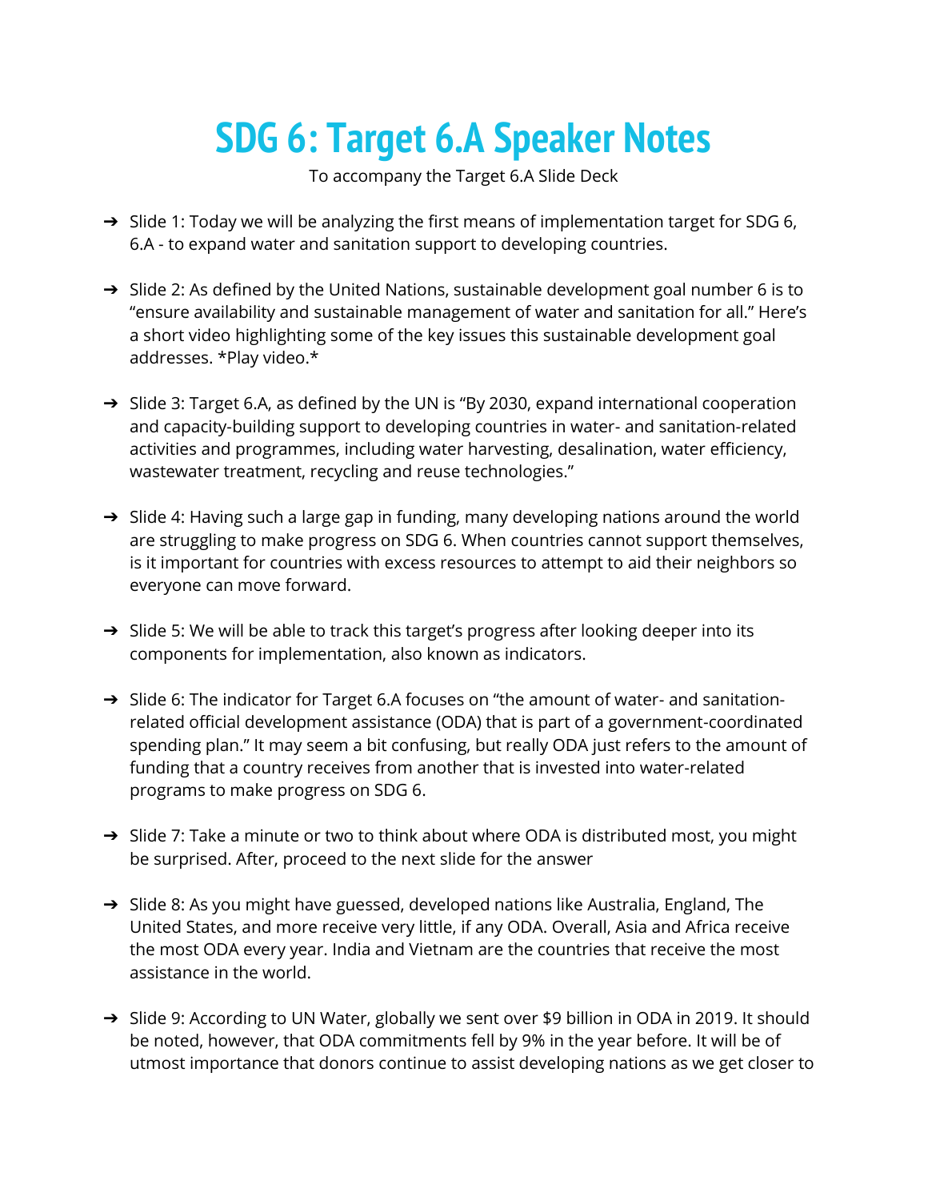# SDG 6: Target 6.A Speaker Notes

To accompany the Target 6.A Slide Deck

- Slide 1: Today we will be analyzing the first means of implementation target for SDG 6, 6.A - to expand water and sanitation support to developing countries.

- Slide 2: As defined by the United Nations, sustainable development goal number 6 is to "ensure availability and sustainable management of water and sanitation for all." Here's a short video highlighting some of the key issues this sustainable development goal addresses. *Play video.*

- Slide 3: Target 6.A, as defined by the UN is "By 2030, expand international cooperation and capacity-building support to developing countries in water- and sanitation-related activities and programmes, including water harvesting, desalination, water efficiency, wastewater treatment, recycling and reuse technologies."

- Slide 4: Having such a large gap in funding, many developing nations around the world are struggling to make progress on SDG 6. When countries cannot support themselves, is it important for countries with excess resources to attempt to aid their neighbors so everyone can move forward.

- Slide 5: We will be able to track this target's progress after looking deeper into its components for implementation, also known as indicators.

- Slide 6: The indicator for Target 6.A focuses on "the amount of water- and sanitation-related official development assistance (ODA) that is part of a government-coordinated spending plan." It may seem a bit confusing, but really ODA just refers to the amount of funding that a country receives from another that is invested into water-related programs to make progress on SDG 6.

- Slide 7: Take a minute or two to think about where ODA is distributed most, you might be surprised. After, proceed to the next slide for the answer

- Slide 8: As you might have guessed, developed nations like Australia, England, The United States, and more receive very little, if any ODA. Overall, Asia and Africa receive the most ODA every year. India and Vietnam are the countries that receive the most assistance in the world.

- Slide 9: According to UN Water, globally we sent over $9 billion in ODA in 2019. It should be noted, however, that ODA commitments fell by 9% in the year before. It will be of utmost importance that donors continue to assist developing nations as we get closer to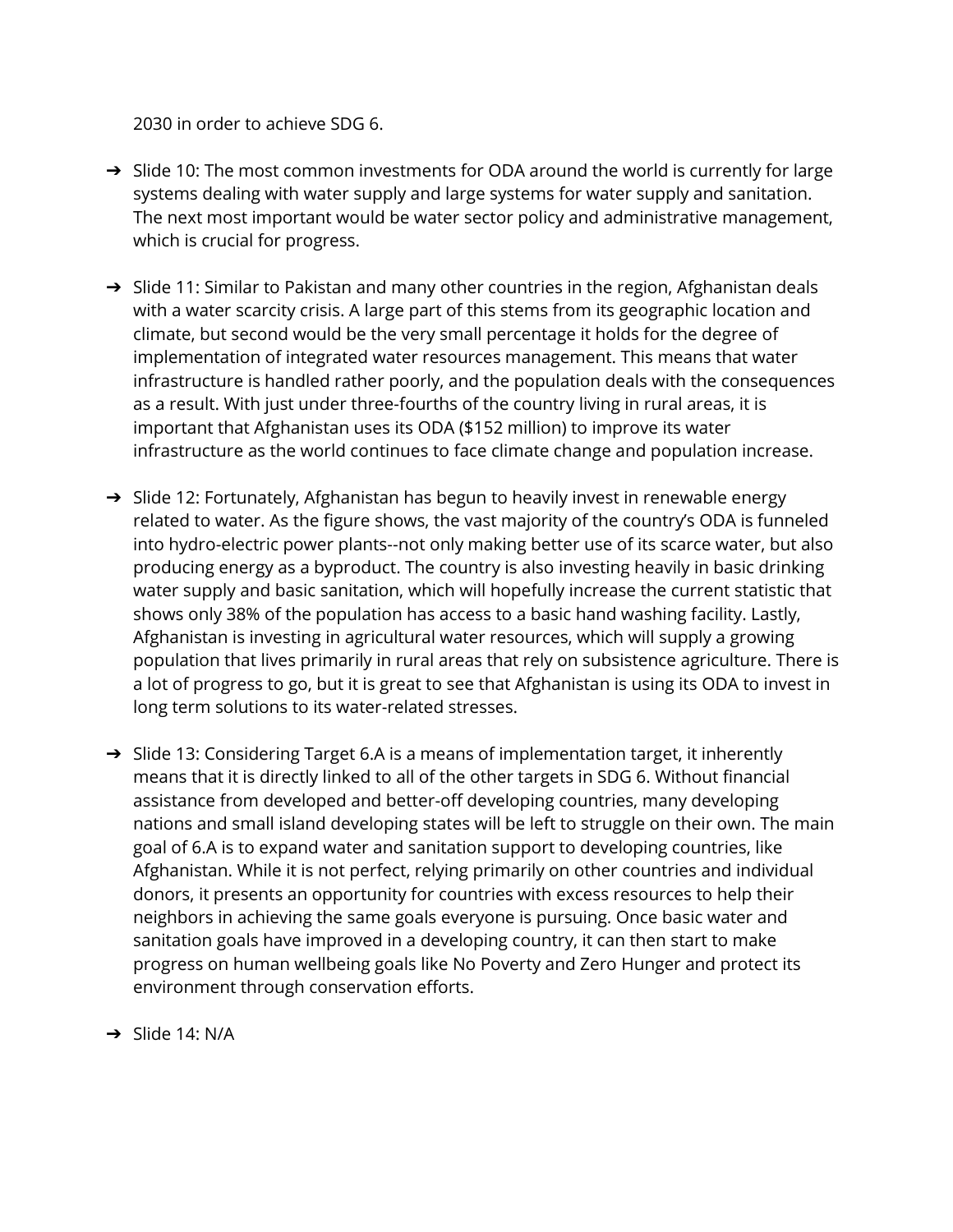2030 in order to achieve SDG 6.

- Slide 10: The most common investments for ODA around the world is currently for large systems dealing with water supply and large systems for water supply and sanitation. The next most important would be water sector policy and administrative management, which is crucial for progress.

- Slide 11: Similar to Pakistan and many other countries in the region, Afghanistan deals with a water scarcity crisis. A large part of this stems from its geographic location and climate, but second would be the very small percentage it holds for the degree of implementation of integrated water resources management. This means that water infrastructure is handled rather poorly, and the population deals with the consequences as a result. With just under three-fourths of the country living in rural areas, it is important that Afghanistan uses its ODA ($152 million) to improve its water infrastructure as the world continues to face climate change and population increase.

- Slide 12: Fortunately, Afghanistan has begun to heavily invest in renewable energy related to water. As the figure shows, the vast majority of the country's ODA is funneled into hydro-electric power plants--not only making better use of its scarce water, but also producing energy as a byproduct. The country is also investing heavily in basic drinking water supply and basic sanitation, which will hopefully increase the current statistic that shows only 38% of the population has access to a basic hand washing facility. Lastly, Afghanistan is investing in agricultural water resources, which will supply a growing population that lives primarily in rural areas that rely on subsistence agriculture. There is a lot of progress to go, but it is great to see that Afghanistan is using its ODA to invest in long term solutions to its water-related stresses.

- Slide 13: Considering Target 6.A is a means of implementation target, it inherently means that it is directly linked to all of the other targets in SDG 6. Without financial assistance from developed and better-off developing countries, many developing nations and small island developing states will be left to struggle on their own. The main goal of 6.A is to expand water and sanitation support to developing countries, like Afghanistan. While it is not perfect, relying primarily on other countries and individual donors, it presents an opportunity for countries with excess resources to help their neighbors in achieving the same goals everyone is pursuing. Once basic water and sanitation goals have improved in a developing country, it can then start to make progress on human wellbeing goals like No Poverty and Zero Hunger and protect its environment through conservation efforts.

- Slide 14: N/A